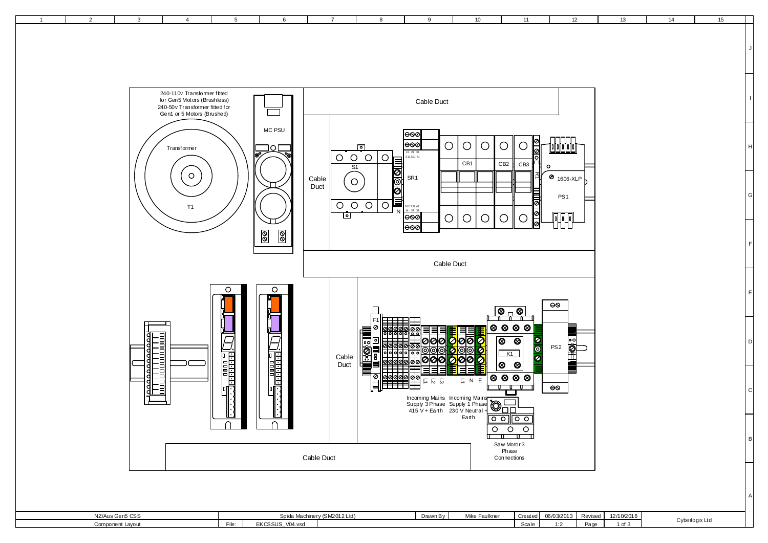240-110v Transformer fitted for Gen5 Motors (Brushless)
240-50v Transformer fitted for Gen1 or 5 Motors (Brushed)

Transformer

T1

MC PSU

Cable Duct

Cable Duct

S1

SR1

CB1

CB2

CB3

R1

1606-XLP

PS1

N

Cable Duct

F1

Cable Duct

L1 L2 L3

L1 N E

Incoming Mains Supply 3 Phase 415 V + Earth

Incoming Mains Supply 1 Phase 230 V Neutral + Earth

K1

PS2

Saw Motor 3 Phase Connections

Cable Duct

| NZ/Aus Gen5 CSS | | Spida Machinery (SM2012 Ltd) | Drawn By | Mike Faulkner | Created | 06/03/2013 | Revised | 12/10/2016 | Cyberlogix Ltd |
|---|---|---|---|---|---|---|---|---|---|
| Component Layout | File: | EKCSSUS_V04.vsd | | | Scale | 1:2 | Page | 1 of 3 | |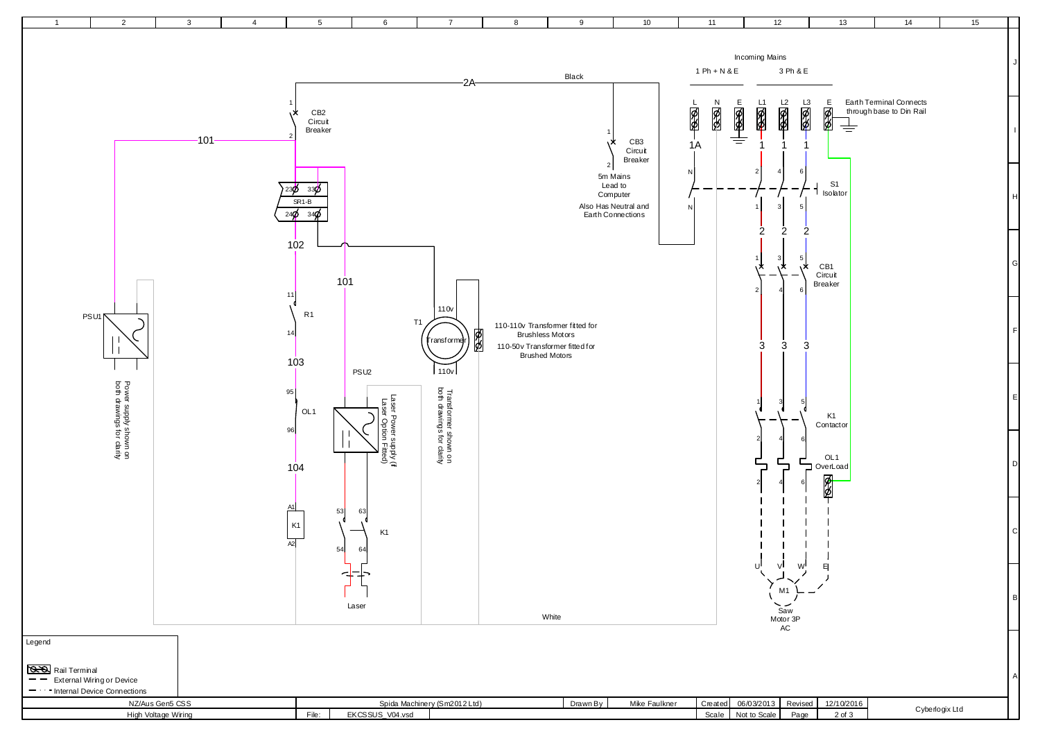Incoming Mains

1 Ph + N & E

3 Ph & E

L N E L1 L2 L3 E

Earth Terminal Connects through base to Din Rail

CB2 Circuit Breaker

2A

Black

CB3 Circuit Breaker

5m Mains Lead to Computer

Also Has Neutral and Earth Connections

1A

S1 Isolator

CB1 Circuit Breaker

101

SR1-B

102

101

R1

103

OL1

104

K1

PSU1

Power supply shown on both drawings for clarity

PSU2

Laser Power supply (if Laser Option Fitted)

K1

Laser

T1

Transformer

110v

110v

Transformer shown on both drawings for clarity

110-110v Transformer fitted for Brushless Motors

110-50v Transformer fitted for Brushed Motors

K1 Contactor

OL1 OverLoad

U V W E

M1

Saw Motor 3P AC

White

**Legend**

- Rail Terminal
- External Wiring or Device
- Internal Device Connections

| NZ/Aus Gen5 CSS | Spida Machinery (Sm2012 Ltd) | Drawn By | Mike Faulkner | Created | 06/03/2013 | Revised | 12/10/2016 | Cyberlogix Ltd |
|---|---|---|---|---|---|---|---|---|
| High Voltage Wiring | File: EKCSSUS_V04.vsd | | | Scale | Not to Scale | Page | 2 of 3 | |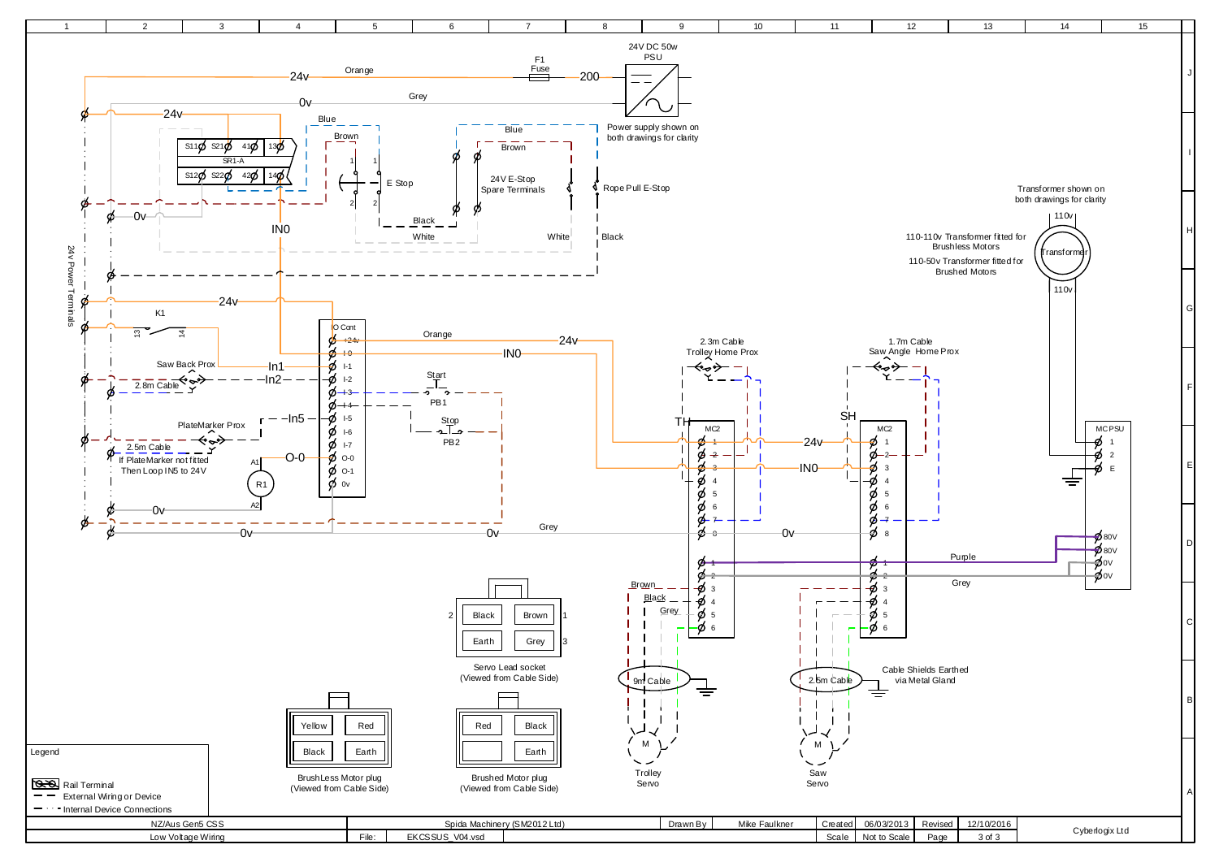24V DC 50w PSU

F1 Fuse

Power supply shown on both drawings for clarity

24V E-Stop Spare Terminals

E Stop

Rope Pull E-Stop

SR1-A

24v Power Terminals

K1

Saw Back Prox

2.8m Cable

PlateMarker Prox

2.5m Cable

If PlateMarker not fitted Then Loop IN5 to 24V

IO Cont

Start PB1

Stop PB2

R1

2.3m Cable Trolley Home Prox

1.7m Cable Saw Angle Home Prox

Transformer shown on both drawings for clarity

110-110v Transformer fitted for Brushless Motors

110-50v Transformer fitted for Brushed Motors

Transformer

MCPSU

MC2

Servo Lead socket (Viewed from Cable Side)

| 2 | Black | Brown | 1 |
|---|---|---|---|
| | Earth | Grey | 3 |

BrushLess Motor plug (Viewed from Cable Side)

| | |
|---|---|
| Yellow | Red |
| Black | Earth |

Brushed Motor plug (Viewed from Cable Side)

| | |
|---|---|
| Red | Black |
| | Earth |

9m Cable

2.5m Cable

Cable Shields Earthed via Metal Gland

Trolley Servo

Saw Servo

Legend

- Rail Terminal
- External Wiring or Device
- Internal Device Connections

| | | | | | | | |
|---|---|---|---|---|---|---|---|
| NZ/Aus Gen5 CSS | Spida Machinery (SM2012 Ltd) | Drawn By | Mike Faulkner | Created | 06/03/2013 | Revised | 12/10/2016 |
| Low Voltage Wiring | File: EKCSSUS_V04.vsd | | | Scale | Not to Scale | Page | 3 of 3 |

Cyberlogix Ltd